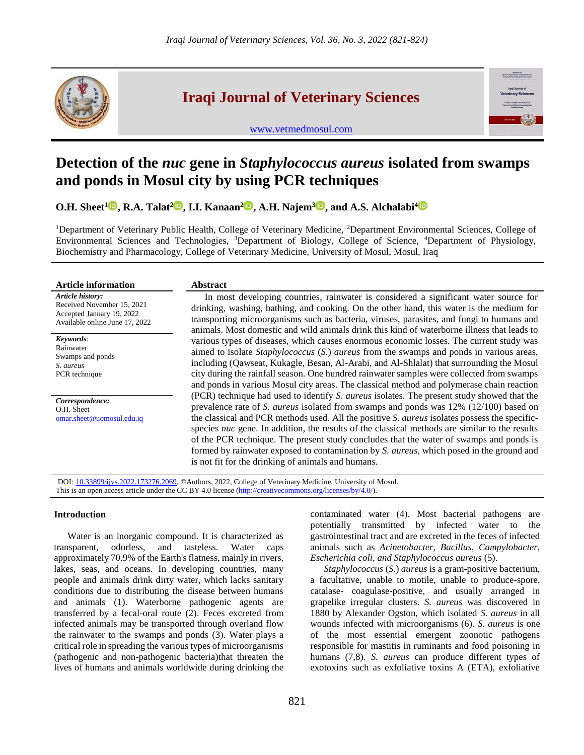# Detection of the *nuc* gene in *Staphylococcus aureus* isolated from swamps and ponds in Mosul city by using PCR techniques

**O.H. Sheet[1], R.A. Talat[2], I.I. Kanaan[2], A.H. Najem[3], and A.S. Alchalabi[4]**

[1]Department of Veterinary Public Health, College of Veterinary Medicine, [2]Department Environmental Sciences, College of Environmental Sciences and Technologies, [3]Department of Biology, College of Science, [4]Department of Physiology, Biochemistry and Pharmacology, College of Veterinary Medicine, University of Mosul, Mosul, Iraq

### Article information

***Article history:***
Received November 15, 2021
Accepted January 19, 2022
Available online June 17, 2022

***Keywords***:
Rainwater
Swamps and ponds
*S. aureus*
PCR technique

***Correspondence:***
O.H. Sheet
omar.sheet@uomosul.edu.iq

### Abstract

In most developing countries, rainwater is considered a significant water source for drinking, washing, bathing, and cooking. On the other hand, this water is the medium for transporting microorganisms such as bacteria, viruses, parasites, and fungi to humans and animals. Most domestic and wild animals drink this kind of waterborne illness that leads to various types of diseases, which causes enormous economic losses. The current study was aimed to isolate *Staphylococcus* (*S.*) *aureus* from the swamps and ponds in various areas, including (Qawseat, Kukagle, Besan, Al-Arabi, and Al-Shlalat) that surrounding the Mosul city during the rainfall season. One hundred rainwater samples were collected from swamps and ponds in various Mosul city areas. The classical method and polymerase chain reaction (PCR) technique had used to identify *S. aureus* isolates. The present study showed that the prevalence rate of *S. aureus* isolated from swamps and ponds was 12% (12/100) based on the classical and PCR methods used. All the positive *S. aureus* isolates possess the specific-species *nuc* gene. In addition, the results of the classical methods are similar to the results of the PCR technique. The present study concludes that the water of swamps and ponds is formed by rainwater exposed to contamination by *S. aureus*, which posed in the ground and is not fit for the drinking of animals and humans.

DOI: 10.33899/ijvs.2022.173276.2069, ©Authors, 2022, College of Veterinary Medicine, University of Mosul.
This is an open access article under the CC BY 4.0 license (http://creativecommons.org/licenses/by/4.0/).

## Introduction

Water is an inorganic compound. It is characterized as transparent, odorless, and tasteless. Water caps approximately 70.9% of the Earth's flatness, mainly in rivers, lakes, seas, and oceans. In developing countries, many people and animals drink dirty water, which lacks sanitary conditions due to distributing the disease between humans and animals (1). Waterborne pathogenic agents are transferred by a fecal-oral route (2). Feces excreted from infected animals may be transported through overland flow the rainwater to the swamps and ponds (3). Water plays a critical role in spreading the various types of microorganisms (pathogenic and non-pathogenic bacteria)that threaten the lives of humans and animals worldwide during drinking the contaminated water (4). Most bacterial pathogens are potentially transmitted by infected water to the gastrointestinal tract and are excreted in the feces of infected animals such as *Acinetobacter, Bacillus, Campylobacter, Escherichia coli, and Staphylococcus aureus* (5).

*Staphylococcus* (*S.*) *aureus* is a gram-positive bacterium, a facultative, unable to motile, unable to produce-spore, catalase- coagulase-positive, and usually arranged in grapelike irregular clusters. *S. aureus* was discovered in 1880 by Alexander Ogston, which isolated *S. aureus* in all wounds infected with microorganisms (6). *S. aureus* is one of the most essential emergent zoonotic pathogens responsible for mastitis in ruminants and food poisoning in humans (7,8). *S. aureus* can produce different types of exotoxins such as exfoliative toxins A (ETA), exfoliative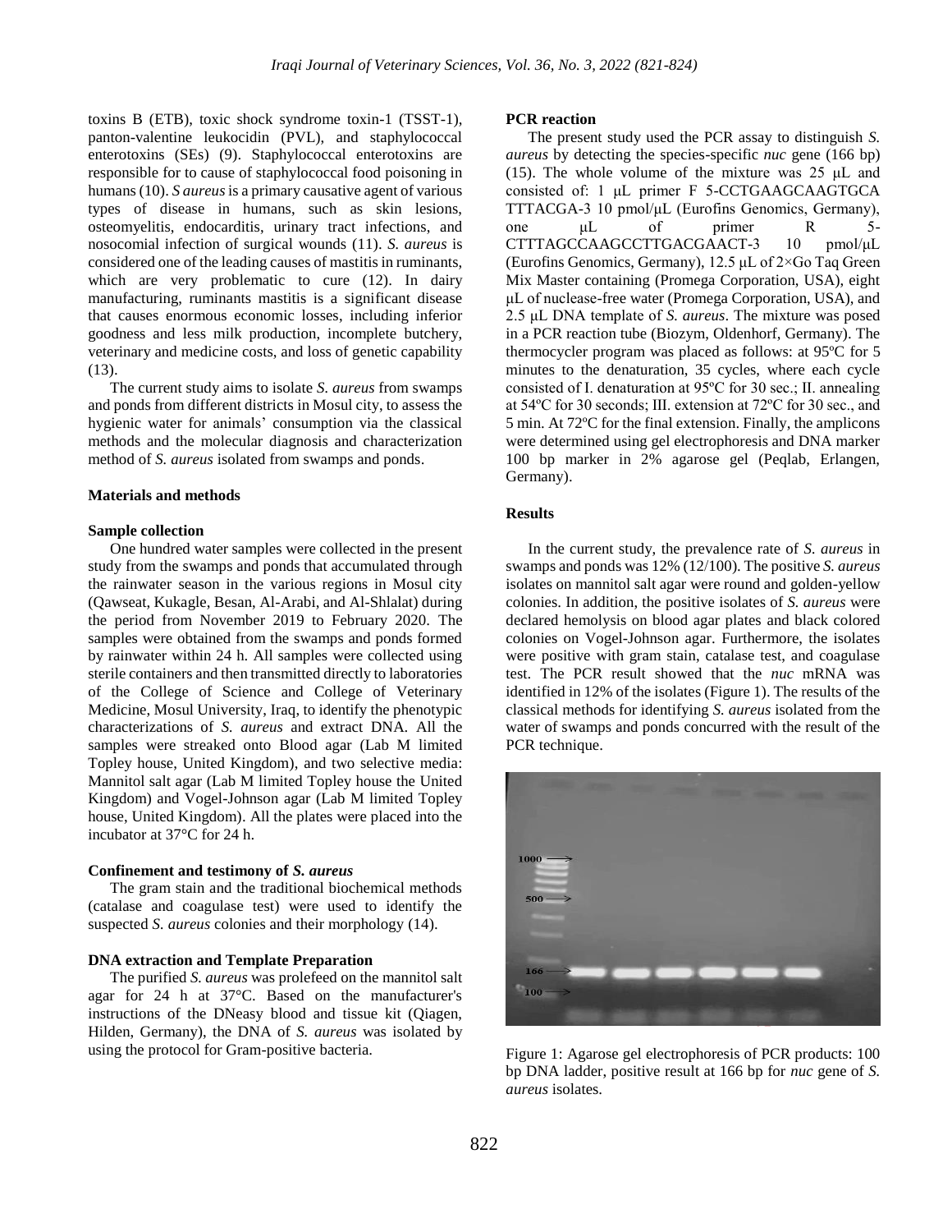toxins B (ETB), toxic shock syndrome toxin-1 (TSST-1), panton-valentine leukocidin (PVL), and staphylococcal enterotoxins (SEs) (9). Staphylococcal enterotoxins are responsible for to cause of staphylococcal food poisoning in humans (10). *S aureus* is a primary causative agent of various types of disease in humans, such as skin lesions, osteomyelitis, endocarditis, urinary tract infections, and nosocomial infection of surgical wounds (11). *S. aureus* is considered one of the leading causes of mastitis in ruminants, which are very problematic to cure (12). In dairy manufacturing, ruminants mastitis is a significant disease that causes enormous economic losses, including inferior goodness and less milk production, incomplete butchery, veterinary and medicine costs, and loss of genetic capability (13).

The current study aims to isolate *S. aureus* from swamps and ponds from different districts in Mosul city, to assess the hygienic water for animals' consumption via the classical methods and the molecular diagnosis and characterization method of *S. aureus* isolated from swamps and ponds.

## Materials and methods

### Sample collection

One hundred water samples were collected in the present study from the swamps and ponds that accumulated through the rainwater season in the various regions in Mosul city (Qawseat, Kukagle, Besan, Al-Arabi, and Al-Shlalat) during the period from November 2019 to February 2020. The samples were obtained from the swamps and ponds formed by rainwater within 24 h. All samples were collected using sterile containers and then transmitted directly to laboratories of the College of Science and College of Veterinary Medicine, Mosul University, Iraq, to identify the phenotypic characterizations of *S. aureus* and extract DNA. All the samples were streaked onto Blood agar (Lab M limited Topley house, United Kingdom), and two selective media: Mannitol salt agar (Lab M limited Topley house the United Kingdom) and Vogel-Johnson agar (Lab M limited Topley house, United Kingdom). All the plates were placed into the incubator at 37°C for 24 h.

### Confinement and testimony of *S. aureus*

The gram stain and the traditional biochemical methods (catalase and coagulase test) were used to identify the suspected *S. aureus* colonies and their morphology (14).

### DNA extraction and Template Preparation

The purified *S. aureus* was prolefeed on the mannitol salt agar for 24 h at 37°C. Based on the manufacturer's instructions of the DNeasy blood and tissue kit (Qiagen, Hilden, Germany), the DNA of *S. aureus* was isolated by using the protocol for Gram-positive bacteria.

### PCR reaction

The present study used the PCR assay to distinguish *S. aureus* by detecting the species-specific *nuc* gene (166 bp) (15). The whole volume of the mixture was 25 μL and consisted of: 1 μL primer F 5-CCTGAAGCAAGTGCA TTTACGA-3 10 pmol/μL (Eurofins Genomics, Germany), one μL of primer R 5-CTTTAGCCAAGCCTTGACGAACT-3 10 pmol/μL (Eurofins Genomics, Germany), 12.5 μL of 2×Go Taq Green Mix Master containing (Promega Corporation, USA), eight μL of nuclease-free water (Promega Corporation, USA), and 2.5 μL DNA template of *S. aureus*. The mixture was posed in a PCR reaction tube (Biozym, Oldenhorf, Germany). The thermocycler program was placed as follows: at 95ºC for 5 minutes to the denaturation, 35 cycles, where each cycle consisted of I. denaturation at 95ºC for 30 sec.; II. annealing at 54ºC for 30 seconds; III. extension at 72ºC for 30 sec., and 5 min. At 72ºC for the final extension. Finally, the amplicons were determined using gel electrophoresis and DNA marker 100 bp marker in 2% agarose gel (Peqlab, Erlangen, Germany).

## Results

In the current study, the prevalence rate of *S. aureus* in swamps and ponds was 12% (12/100). The positive *S. aureus* isolates on mannitol salt agar were round and golden-yellow colonies. In addition, the positive isolates of *S. aureus* were declared hemolysis on blood agar plates and black colored colonies on Vogel-Johnson agar. Furthermore, the isolates were positive with gram stain, catalase test, and coagulase test. The PCR result showed that the *nuc* mRNA was identified in 12% of the isolates (Figure 1). The results of the classical methods for identifying *S. aureus* isolated from the water of swamps and ponds concurred with the result of the PCR technique.

Figure 1: Agarose gel electrophoresis of PCR products: 100 bp DNA ladder, positive result at 166 bp for *nuc* gene of *S. aureus* isolates.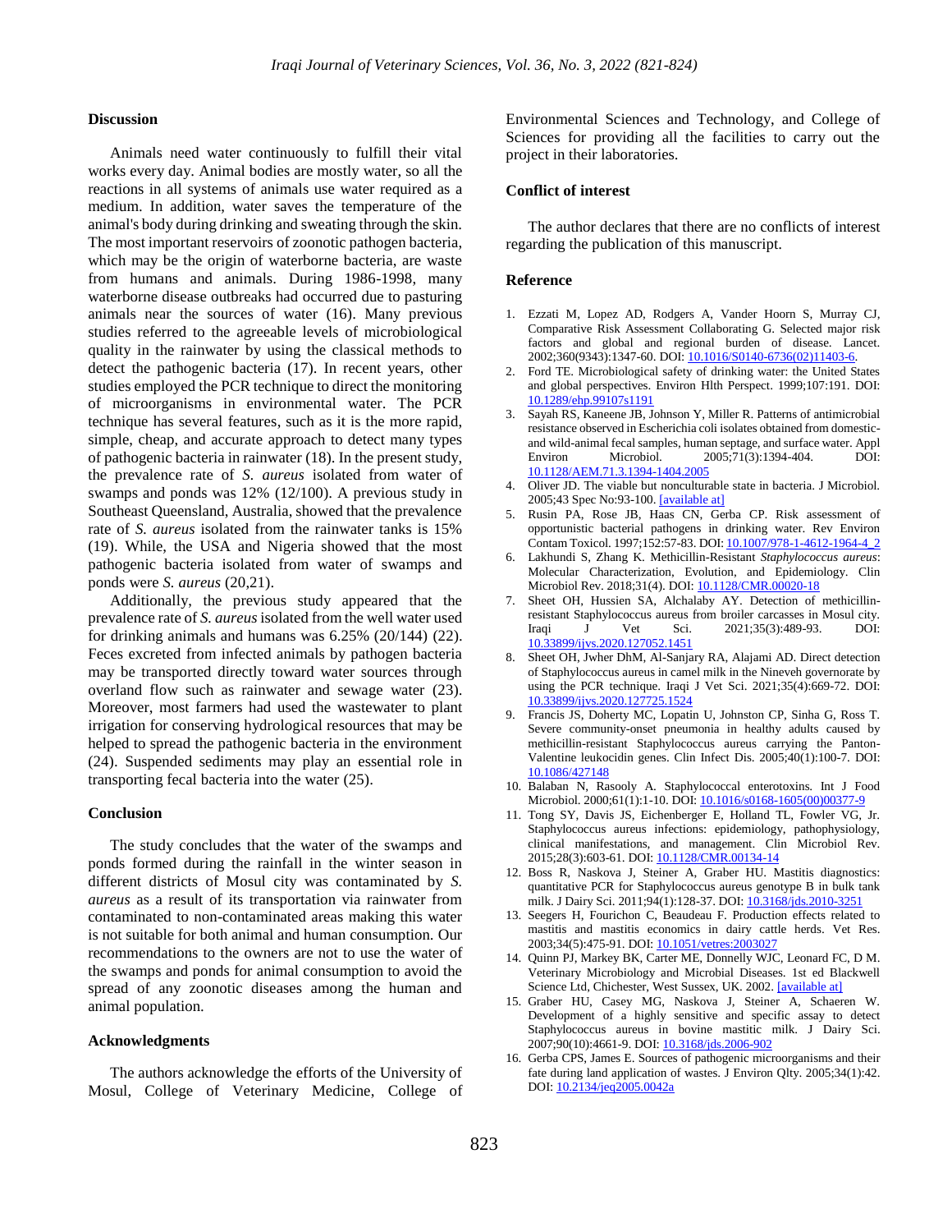## Discussion

Animals need water continuously to fulfill their vital works every day. Animal bodies are mostly water, so all the reactions in all systems of animals use water required as a medium. In addition, water saves the temperature of the animal's body during drinking and sweating through the skin. The most important reservoirs of zoonotic pathogen bacteria, which may be the origin of waterborne bacteria, are waste from humans and animals. During 1986-1998, many waterborne disease outbreaks had occurred due to pasturing animals near the sources of water (16). Many previous studies referred to the agreeable levels of microbiological quality in the rainwater by using the classical methods to detect the pathogenic bacteria (17). In recent years, other studies employed the PCR technique to direct the monitoring of microorganisms in environmental water. The PCR technique has several features, such as it is the more rapid, simple, cheap, and accurate approach to detect many types of pathogenic bacteria in rainwater (18). In the present study, the prevalence rate of *S. aureus* isolated from water of swamps and ponds was 12% (12/100). A previous study in Southeast Queensland, Australia, showed that the prevalence rate of *S. aureus* isolated from the rainwater tanks is 15% (19). While, the USA and Nigeria showed that the most pathogenic bacteria isolated from water of swamps and ponds were *S. aureus* (20,21).

Additionally, the previous study appeared that the prevalence rate of *S. aureus* isolated from the well water used for drinking animals and humans was 6.25% (20/144) (22). Feces excreted from infected animals by pathogen bacteria may be transported directly toward water sources through overland flow such as rainwater and sewage water (23). Moreover, most farmers had used the wastewater to plant irrigation for conserving hydrological resources that may be helped to spread the pathogenic bacteria in the environment (24). Suspended sediments may play an essential role in transporting fecal bacteria into the water (25).

## Conclusion

The study concludes that the water of the swamps and ponds formed during the rainfall in the winter season in different districts of Mosul city was contaminated by *S. aureus* as a result of its transportation via rainwater from contaminated to non-contaminated areas making this water is not suitable for both animal and human consumption. Our recommendations to the owners are not to use the water of the swamps and ponds for animal consumption to avoid the spread of any zoonotic diseases among the human and animal population.

## Acknowledgments

The authors acknowledge the efforts of the University of Mosul, College of Veterinary Medicine, College of Environmental Sciences and Technology, and College of Sciences for providing all the facilities to carry out the project in their laboratories.

## Conflict of interest

The author declares that there are no conflicts of interest regarding the publication of this manuscript.

## Reference

1. Ezzati M, Lopez AD, Rodgers A, Vander Hoorn S, Murray CJ, Comparative Risk Assessment Collaborating G. Selected major risk factors and global and regional burden of disease. Lancet. 2002;360(9343):1347-60. DOI: 10.1016/S0140-6736(02)11403-6.
2. Ford TE. Microbiological safety of drinking water: the United States and global perspectives. Environ Hlth Perspect. 1999;107:191. DOI: 10.1289/ehp.99107s1191
3. Sayah RS, Kaneene JB, Johnson Y, Miller R. Patterns of antimicrobial resistance observed in Escherichia coli isolates obtained from domestic- and wild-animal fecal samples, human septage, and surface water. Appl Environ Microbiol. 2005;71(3):1394-404. DOI: 10.1128/AEM.71.3.1394-1404.2005
4. Oliver JD. The viable but nonculturable state in bacteria. J Microbiol. 2005;43 Spec No:93-100. [available at]
5. Rusin PA, Rose JB, Haas CN, Gerba CP. Risk assessment of opportunistic bacterial pathogens in drinking water. Rev Environ Contam Toxicol. 1997;152:57-83. DOI: 10.1007/978-1-4612-1964-4_2
6. Lakhundi S, Zhang K. Methicillin-Resistant *Staphylococcus aureus*: Molecular Characterization, Evolution, and Epidemiology. Clin Microbiol Rev. 2018;31(4). DOI: 10.1128/CMR.00020-18
7. Sheet OH, Hussien SA, Alchalaby AY. Detection of methicillin-resistant Staphylococcus aureus from broiler carcasses in Mosul city. Iraqi J Vet Sci. 2021;35(3):489-93. DOI: 10.33899/ijvs.2020.127052.1451
8. Sheet OH, Jwher DhM, Al-Sanjary RA, Alajami AD. Direct detection of Staphylococcus aureus in camel milk in the Nineveh governorate by using the PCR technique. Iraqi J Vet Sci. 2021;35(4):669-72. DOI: 10.33899/ijvs.2020.127725.1524
9. Francis JS, Doherty MC, Lopatin U, Johnston CP, Sinha G, Ross T. Severe community-onset pneumonia in healthy adults caused by methicillin-resistant Staphylococcus aureus carrying the Panton-Valentine leukocidin genes. Clin Infect Dis. 2005;40(1):100-7. DOI: 10.1086/427148
10. Balaban N, Rasooly A. Staphylococcal enterotoxins. Int J Food Microbiol. 2000;61(1):1-10. DOI: 10.1016/s0168-1605(00)00377-9
11. Tong SY, Davis JS, Eichenberger E, Holland TL, Fowler VG, Jr. Staphylococcus aureus infections: epidemiology, pathophysiology, clinical manifestations, and management. Clin Microbiol Rev. 2015;28(3):603-61. DOI: 10.1128/CMR.00134-14
12. Boss R, Naskova J, Steiner A, Graber HU. Mastitis diagnostics: quantitative PCR for Staphylococcus aureus genotype B in bulk tank milk. J Dairy Sci. 2011;94(1):128-37. DOI: 10.3168/jds.2010-3251
13. Seegers H, Fourichon C, Beaudeau F. Production effects related to mastitis and mastitis economics in dairy cattle herds. Vet Res. 2003;34(5):475-91. DOI: 10.1051/vetres:2003027
14. Quinn PJ, Markey BK, Carter ME, Donnelly WJC, Leonard FC, D M. Veterinary Microbiology and Microbial Diseases. 1st ed Blackwell Science Ltd, Chichester, West Sussex, UK. 2002. [available at]
15. Graber HU, Casey MG, Naskova J, Steiner A, Schaeren W. Development of a highly sensitive and specific assay to detect Staphylococcus aureus in bovine mastitic milk. J Dairy Sci. 2007;90(10):4661-9. DOI: 10.3168/jds.2006-902
16. Gerba CPS, James E. Sources of pathogenic microorganisms and their fate during land application of wastes. J Environ Qlty. 2005;34(1):42. DOI: 10.2134/jeq2005.0042a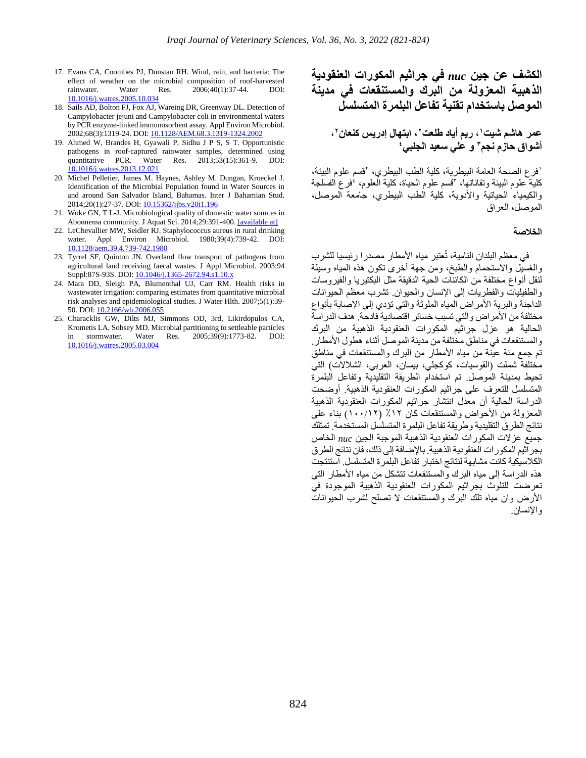17. Evans CA, Coombes PJ, Dunstan RH. Wind, rain, and bacteria: The effect of weather on the microbial composition of roof-harvested rainwater. Water Res. 2006;40(1):37-44. DOI: 10.1016/j.watres.2005.10.034
18. Sails AD, Bolton FJ, Fox AJ, Wareing DR, Greenway DL. Detection of Campylobacter jejuni and Campylobacter coli in environmental waters by PCR enzyme-linked immunosorbent assay. Appl Environ Microbiol. 2002;68(3):1319-24. DOI: 10.1128/AEM.68.3.1319-1324.2002
19. Ahmed W, Brandes H, Gyawali P, Sidhu J P S, S T. Opportunistic pathogens in roof-captured rainwater samples, determined using quantitative PCR. Water Res. 2013;53(15):361-9. DOI: 10.1016/j.watres.2013.12.021
20. Michel Pelletier, James M. Haynes, Ashley M. Dungan, Kroeckel J. Identification of the Microbial Population found in Water Sources in and around San Salvador Island, Bahamas. Inter J Bahamian Stud. 2014;20(1):27-37. DOI: 10.15362/ijbs.v20i1.196
21. Woke GN, T L-J. Microbiological quality of domestic water sources in Abonnema community. J Aquat Sci. 2014;29:391-400. [available at]
22. LeChevallier MW, Seidler RJ. Staphylococcus aureus in rural drinking water. Appl Environ Microbiol. 1980;39(4):739-42. DOI: 10.1128/aem.39.4.739-742.1980
23. Tyrrel SF, Quinton JN. Overland flow transport of pathogens from agricultural land receiving faecal wastes. J Appl Microbiol. 2003;94 Suppl:87S-93S. DOI: 10.1046/j.1365-2672.94.s1.10.x
24. Mara DD, Sleigh PA, Blumenthal UJ, Carr RM. Health risks in wastewater irrigation: comparing estimates from quantitative microbial risk analyses and epidemiological studies. J Water Hlth. 2007;5(1):39-50. DOI: 10.2166/wh.2006.055
25. Characklis GW, Dilts MJ, Simmons OD, 3rd, Likirdopulos CA, Krometis LA, Sobsey MD. Microbial partitioning to settleable particles in stormwater. Water Res. 2005;39(9):1773-82. DOI: 10.1016/j.watres.2005.03.004

# الكشف عن جين *nuc* في جراثيم المكورات العنقودية الذهبية المعزولة من البرك والمستنقعات في مدينة الموصل باستخدام تقنية تفاعل البلمرة المتسلسل

**عمر هاشم شيت[1]، ريم أياد طلعت[2]، ابتهال إدريس كنعان[2]، أشواق حازم نجم[3] و علي سعيد الجلبي[4]**

[1] فرع الصحة العامة البيطرية، كلية الطب البيطري، [2] قسم علوم البيئة، كلية علوم البيئة وتقاناتها، [3] قسم علوم الحياة، كلية العلوم، [4] فرع الفسلجة والكيمياء الحياتية والأدوية، كلية الطب البيطري، جامعة الموصل، الموصل، العراق

## الخلاصة

في معظم البلدان النامية، تُعتبر مياه الأمطار مصدرا رئيسيا للشرب والغسيل والاستحمام والطبخ، ومن جهة أخرى تكون هذه المياه وسيلة لنقل أنواع مختلفة من الكائنات الحية الدقيقة مثل البكتيريا والفيروسات والطفيليات والفطريات إلى الإنسان والحيوان. تشرب معظم الحيوانات الداجنة والبرية الأمراض المياه الملوثة والتي تؤدي إلى الإصابة بأنواع مختلفة من الأمراض والتي تسبب خسائر اقتصادية فادحة. هدف الدراسة الحالية هو عزل جراثيم المكورات العنقودية الذهبية من البرك والمستنقعات في مناطق مختلفة من مدينة الموصل أثناء هطول الأمطار. تم جمع مئة عينة من مياه الأمطار من البرك والمستنقعات في مناطق مختلفة شملت (القوسيات، كوكجلي، بيسان، العربي، الشلالات) التي تحيط بمدينة الموصل. تم استخدام الطريقة التقليدية وتفاعل البلمرة المتسلسل للتعرف على جراثيم المكورات العنقودية الذهبية. أوضحت الدراسة الحالية أن معدل انتشار جراثيم المكورات العنقودية الذهبية المعزولة من الأحواض والمستنقعات كان ١٢٪ (١٠٠/١٢) بناء على نتائج الطرق التقليدية وطريقة تفاعل البلمرة المتسلسل المستخدمة. تمتلك جميع عزلات المكورات العنقودية الذهبية الموجبة الجين *nuc* الخاص بجراثيم المكورات العنقودية الذهبية. بالإضافة إلى ذلك، فان نتائج الطرق الكلاسيكية كانت مشابهة لنتائج اختبار تفاعل البلمرة المتسلسل. استنتجت هذه الدراسة إلى مياه البرك والمستنقعات تتشكل من مياه الأمطار التي تعرضت للتلوث بجراثيم المكورات العنقودية الذهبية الموجودة في الأرض وان مياه تلك البرك والمستنقعات لا تصلح لشرب الحيوانات والإنسان.